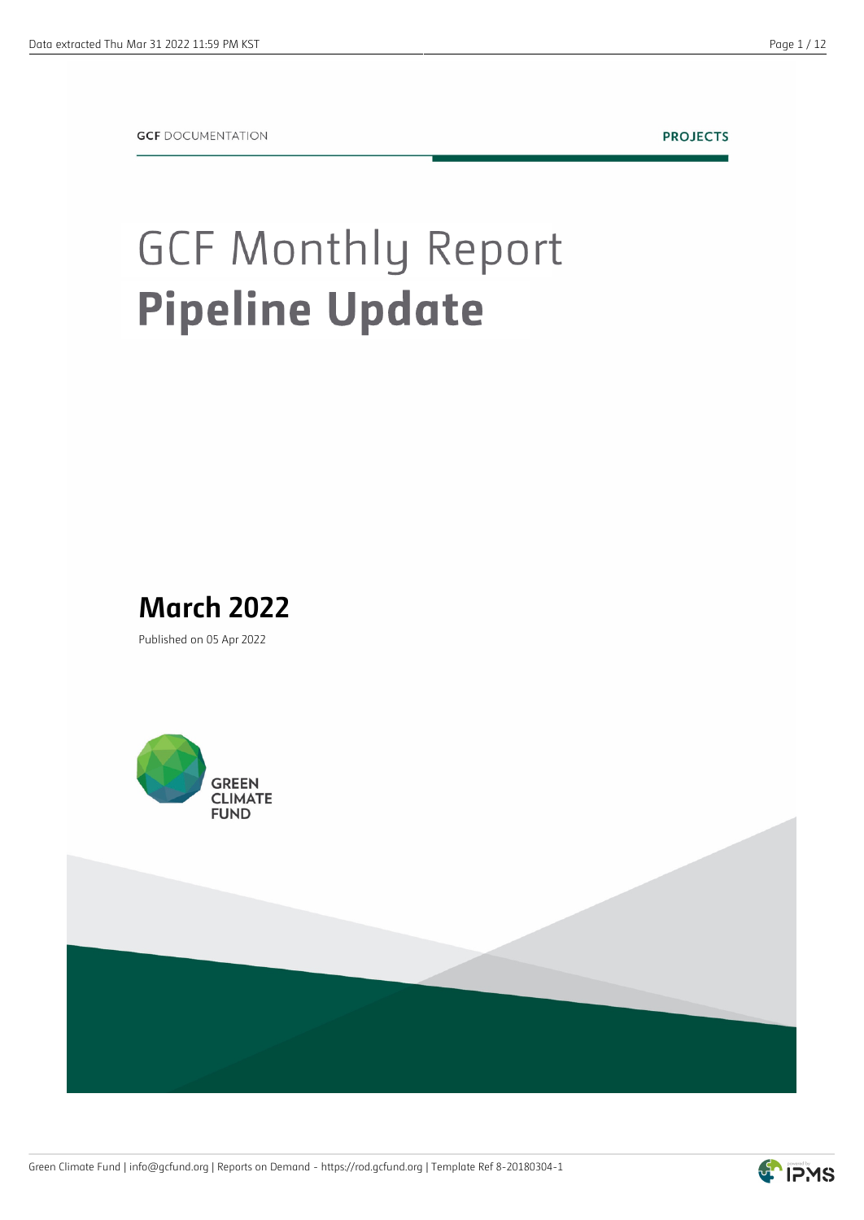GCF DOCUMENTATION

PROJECTS

# GCF Monthly Report
# Pipeline Update

## March 2022

Published on 05 Apr 2022

GREEN
CLIMATE
FUND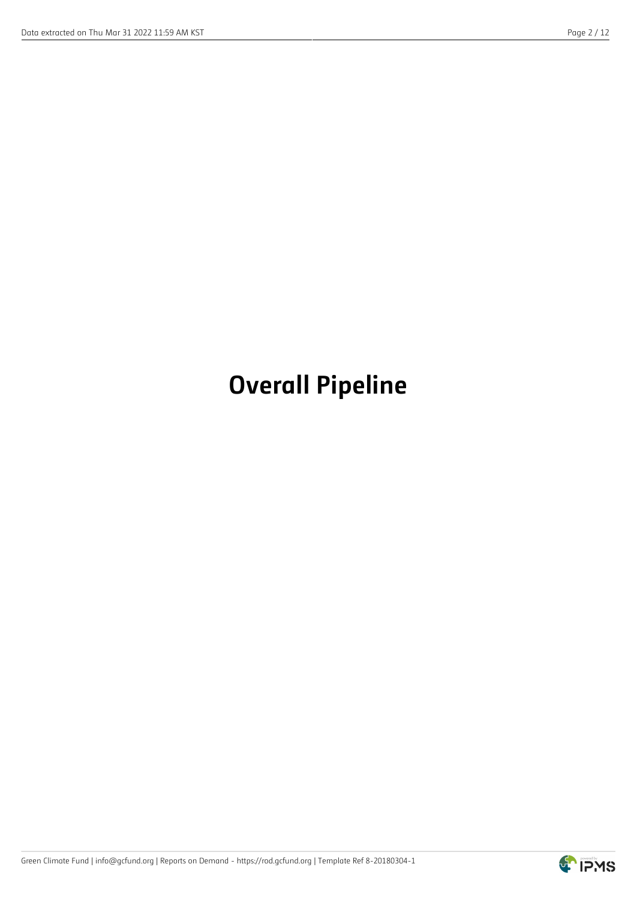# Overall Pipeline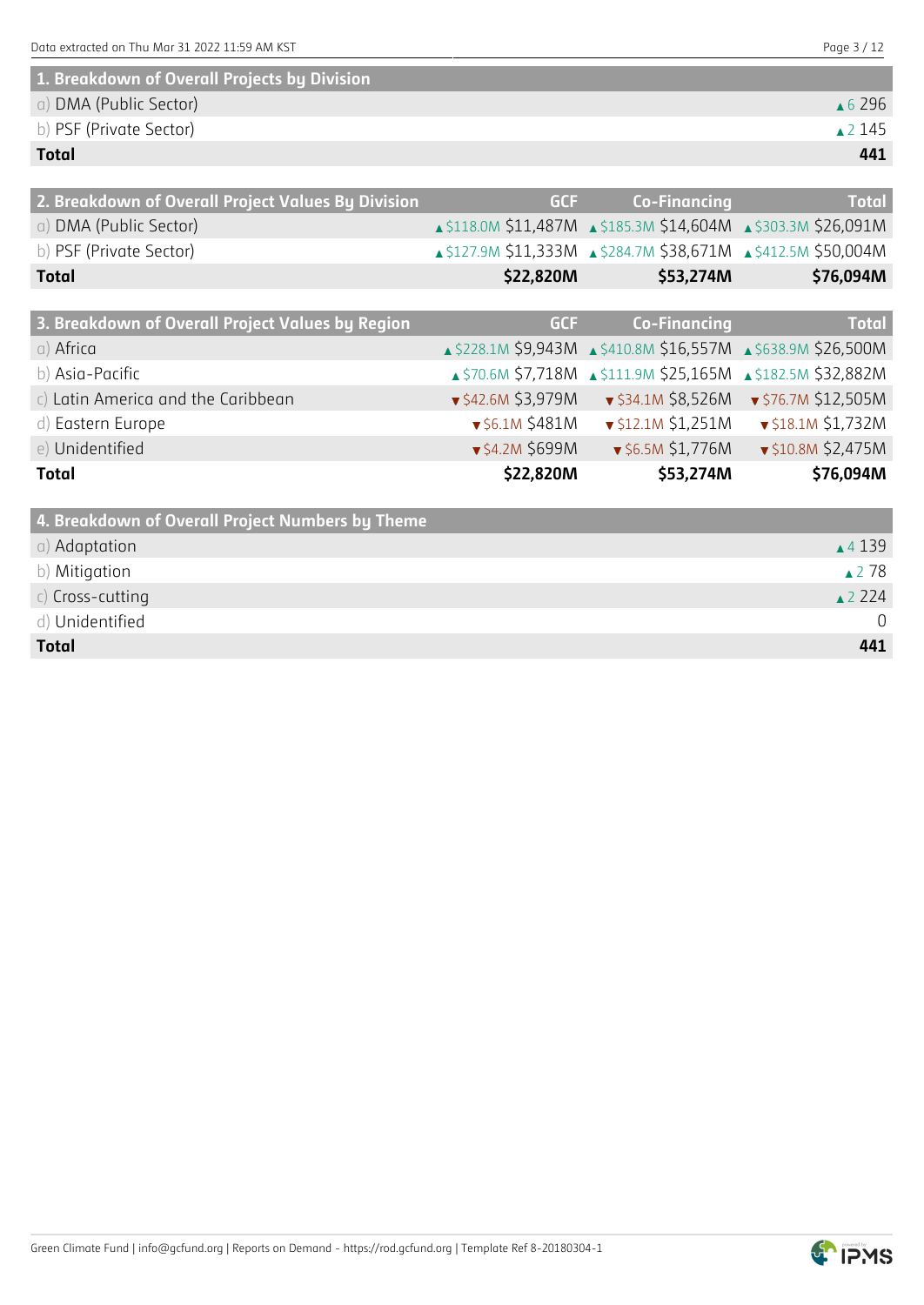| 1. Breakdown of Overall Projects by Division | |
|---|---|
| a) DMA (Public Sector) | ▲6 296 |
| b) PSF (Private Sector) | ▲2 145 |
| **Total** | **441** |

| 2. Breakdown of Overall Project Values By Division | GCF | Co-Financing | Total |
|---|---|---|---|
| a) DMA (Public Sector) | ▲$118.0M $11,487M | ▲$185.3M $14,604M | ▲$303.3M $26,091M |
| b) PSF (Private Sector) | ▲$127.9M $11,333M | ▲$284.7M $38,671M | ▲$412.5M $50,004M |
| **Total** | **$22,820M** | **$53,274M** | **$76,094M** |

| 3. Breakdown of Overall Project Values by Region | GCF | Co-Financing | Total |
|---|---|---|---|
| a) Africa | ▲$228.1M $9,943M | ▲$410.8M $16,557M | ▲$638.9M $26,500M |
| b) Asia-Pacific | ▲$70.6M $7,718M | ▲$111.9M $25,165M | ▲$182.5M $32,882M |
| c) Latin America and the Caribbean | ▼$42.6M $3,979M | ▼$34.1M $8,526M | ▼$76.7M $12,505M |
| d) Eastern Europe | ▼$6.1M $481M | ▼$12.1M $1,251M | ▼$18.1M $1,732M |
| e) Unidentified | ▼$4.2M $699M | ▼$6.5M $1,776M | ▼$10.8M $2,475M |
| **Total** | **$22,820M** | **$53,274M** | **$76,094M** |

| 4. Breakdown of Overall Project Numbers by Theme | |
|---|---|
| a) Adaptation | ▲4 139 |
| b) Mitigation | ▲2 78 |
| c) Cross-cutting | ▲2 224 |
| d) Unidentified | 0 |
| **Total** | **441** |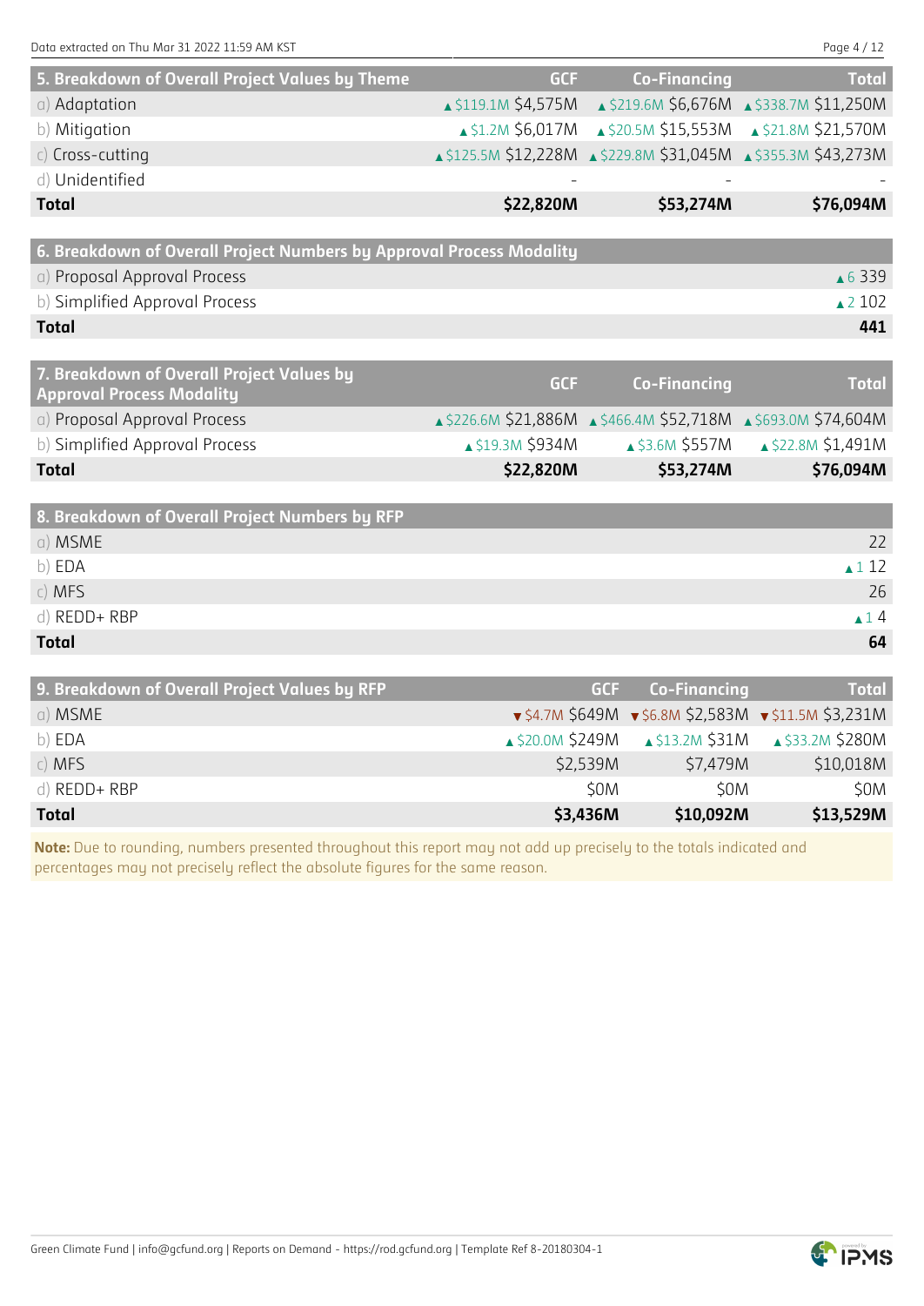| 5. Breakdown of Overall Project Values by Theme | GCF | Co-Financing | Total |
|---|---|---|---|
| a) Adaptation | ▲$119.1M $4,575M | ▲$219.6M $6,676M | ▲$338.7M $11,250M |
| b) Mitigation | ▲$1.2M $6,017M | ▲$20.5M $15,553M | ▲$21.8M $21,570M |
| c) Cross-cutting | ▲$125.5M $12,228M | ▲$229.8M $31,045M | ▲$355.3M $43,273M |
| d) Unidentified | - | - | - |
| **Total** | **$22,820M** | **$53,274M** | **$76,094M** |

| 6. Breakdown of Overall Project Numbers by Approval Process Modality | |
|---|---|
| a) Proposal Approval Process | ▲6 339 |
| b) Simplified Approval Process | ▲2 102 |
| **Total** | **441** |

| 7. Breakdown of Overall Project Values by Approval Process Modality | GCF | Co-Financing | Total |
|---|---|---|---|
| a) Proposal Approval Process | ▲$226.6M $21,886M | ▲$466.4M $52,718M | ▲$693.0M $74,604M |
| b) Simplified Approval Process | ▲$19.3M $934M | ▲$3.6M $557M | ▲$22.8M $1,491M |
| **Total** | **$22,820M** | **$53,274M** | **$76,094M** |

| 8. Breakdown of Overall Project Numbers by RFP | |
|---|---|
| a) MSME | 22 |
| b) EDA | ▲1 12 |
| c) MFS | 26 |
| d) REDD+ RBP | ▲1 4 |
| **Total** | **64** |

| 9. Breakdown of Overall Project Values by RFP | GCF | Co-Financing | Total |
|---|---|---|---|
| a) MSME | ▼$4.7M $649M | ▼$6.8M $2,583M | ▼$11.5M $3,231M |
| b) EDA | ▲$20.0M $249M | ▲$13.2M $31M | ▲$33.2M $280M |
| c) MFS | $2,539M | $7,479M | $10,018M |
| d) REDD+ RBP | $0M | $0M | $0M |
| **Total** | **$3,436M** | **$10,092M** | **$13,529M** |

**Note:** Due to rounding, numbers presented throughout this report may not add up precisely to the totals indicated and percentages may not precisely reflect the absolute figures for the same reason.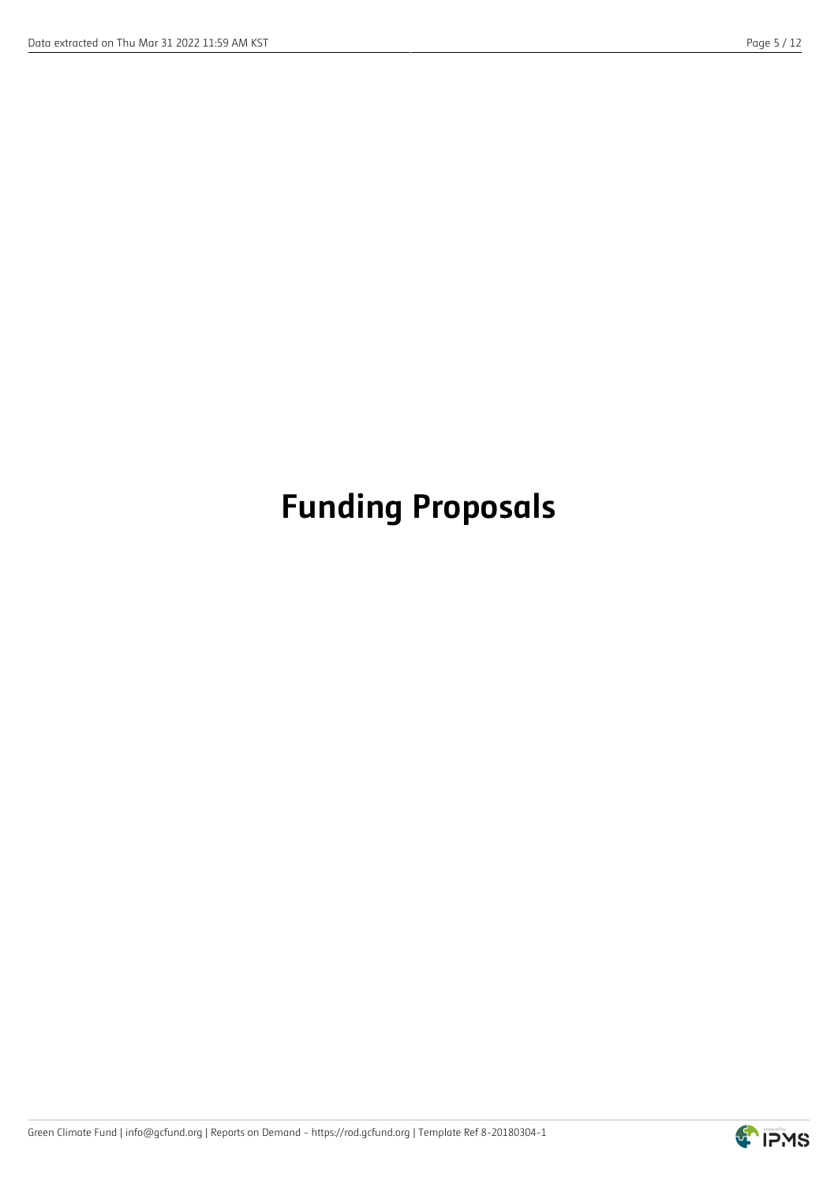# Funding Proposals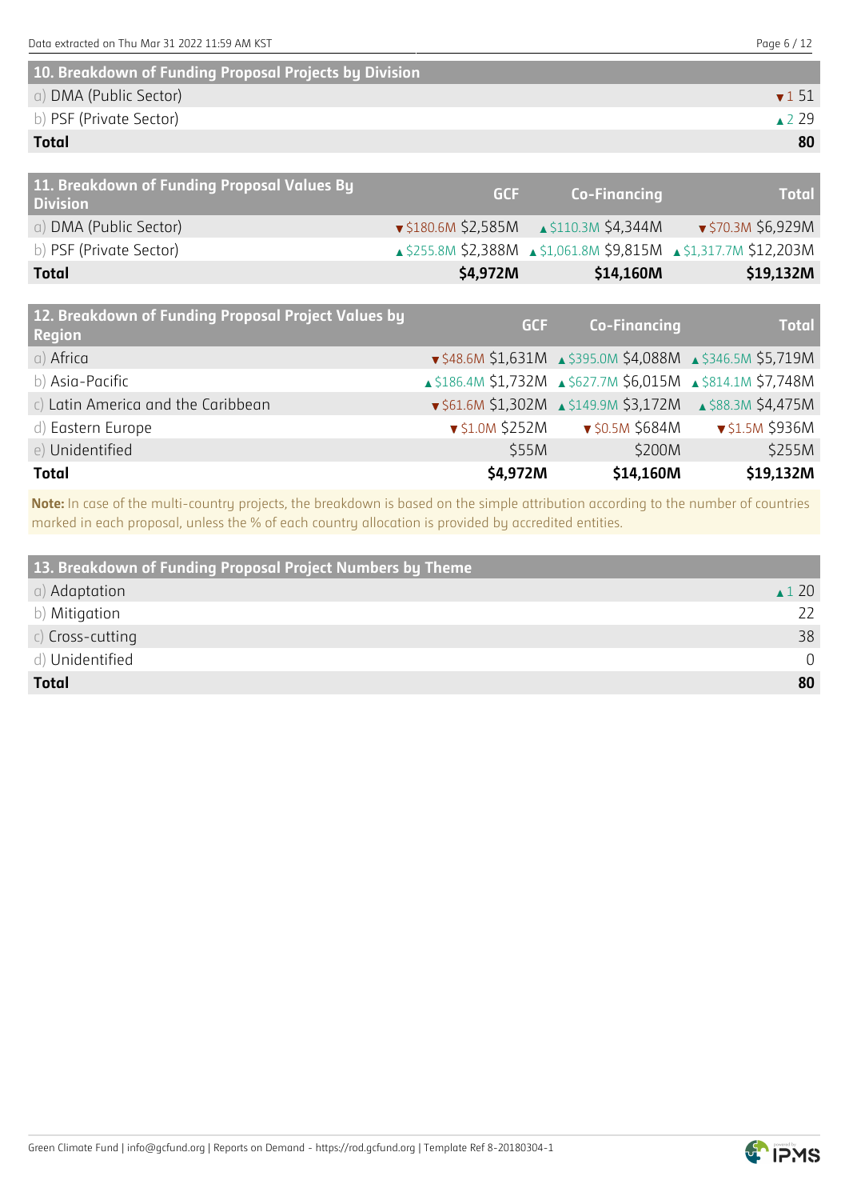| 10. Breakdown of Funding Proposal Projects by Division | |
|---|---|
| a) DMA (Public Sector) | ▼1 51 |
| b) PSF (Private Sector) | ▲2 29 |
| **Total** | **80** |

| 11. Breakdown of Funding Proposal Values By Division | GCF | Co-Financing | Total |
|---|---|---|---|
| a) DMA (Public Sector) | ▼$180.6M $2,585M | ▲$110.3M $4,344M | ▼$70.3M $6,929M |
| b) PSF (Private Sector) | ▲$255.8M $2,388M | ▲$1,061.8M $9,815M | ▲$1,317.7M $12,203M |
| **Total** | **$4,972M** | **$14,160M** | **$19,132M** |

| 12. Breakdown of Funding Proposal Project Values by Region | GCF | Co-Financing | Total |
|---|---|---|---|
| a) Africa | ▼$48.6M $1,631M | ▲$395.0M $4,088M | ▲$346.5M $5,719M |
| b) Asia-Pacific | ▲$186.4M $1,732M | ▲$627.7M $6,015M | ▲$814.1M $7,748M |
| c) Latin America and the Caribbean | ▼$61.6M $1,302M | ▲$149.9M $3,172M | ▲$88.3M $4,475M |
| d) Eastern Europe | ▼$1.0M $252M | ▼$0.5M $684M | ▼$1.5M $936M |
| e) Unidentified | $55M | $200M | $255M |
| **Total** | **$4,972M** | **$14,160M** | **$19,132M** |

**Note:** In case of the multi-country projects, the breakdown is based on the simple attribution according to the number of countries marked in each proposal, unless the % of each country allocation is provided by accredited entities.

| 13. Breakdown of Funding Proposal Project Numbers by Theme | |
|---|---|
| a) Adaptation | ▲1 20 |
| b) Mitigation | 22 |
| c) Cross-cutting | 38 |
| d) Unidentified | 0 |
| **Total** | **80** |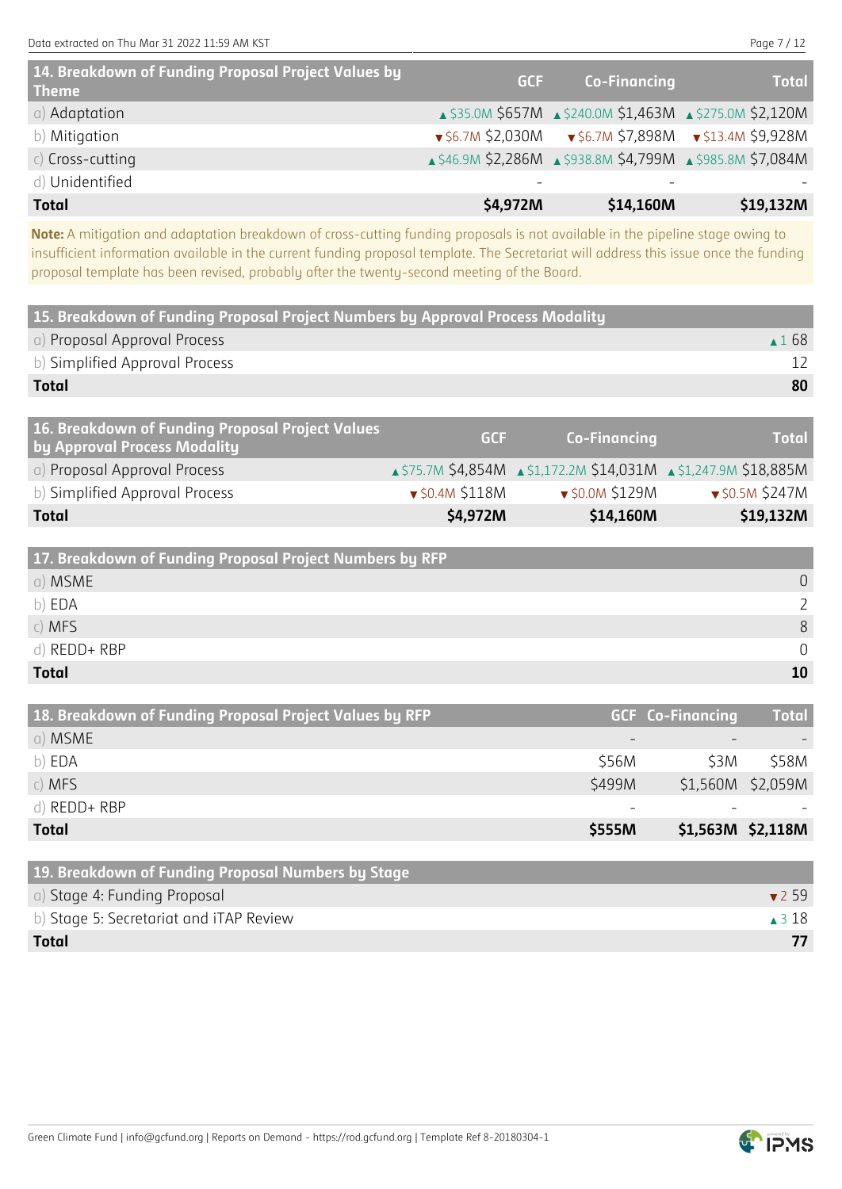| 14. Breakdown of Funding Proposal Project Values by Theme | GCF | Co-Financing | Total |
|---|---|---|---|
| a) Adaptation | ▲$35.0M $657M | ▲$240.0M $1,463M | ▲$275.0M $2,120M |
| b) Mitigation | ▼$6.7M $2,030M | ▼$6.7M $7,898M | ▼$13.4M $9,928M |
| c) Cross-cutting | ▲$46.9M $2,286M | ▲$938.8M $4,799M | ▲$985.8M $7,084M |
| d) Unidentified | - | - | - |
| **Total** | **$4,972M** | **$14,160M** | **$19,132M** |

**Note:** A mitigation and adaptation breakdown of cross-cutting funding proposals is not available in the pipeline stage owing to insufficient information available in the current funding proposal template. The Secretariat will address this issue once the funding proposal template has been revised, probably after the twenty-second meeting of the Board.

| 15. Breakdown of Funding Proposal Project Numbers by Approval Process Modality | |
|---|---|
| a) Proposal Approval Process | ▲1 68 |
| b) Simplified Approval Process | 12 |
| **Total** | **80** |

| 16. Breakdown of Funding Proposal Project Values by Approval Process Modality | GCF | Co-Financing | Total |
|---|---|---|---|
| a) Proposal Approval Process | ▲$75.7M $4,854M | ▲$1,172.2M $14,031M | ▲$1,247.9M $18,885M |
| b) Simplified Approval Process | ▼$0.4M $118M | ▼$0.0M $129M | ▼$0.5M $247M |
| **Total** | **$4,972M** | **$14,160M** | **$19,132M** |

| 17. Breakdown of Funding Proposal Project Numbers by RFP | |
|---|---|
| a) MSME | 0 |
| b) EDA | 2 |
| c) MFS | 8 |
| d) REDD+ RBP | 0 |
| **Total** | **10** |

| 18. Breakdown of Funding Proposal Project Values by RFP | GCF | Co-Financing | Total |
|---|---|---|---|
| a) MSME | - | - | - |
| b) EDA | $56M | $3M | $58M |
| c) MFS | $499M | $1,560M | $2,059M |
| d) REDD+ RBP | - | - | - |
| **Total** | **$555M** | **$1,563M** | **$2,118M** |

| 19. Breakdown of Funding Proposal Numbers by Stage | |
|---|---|
| a) Stage 4: Funding Proposal | ▼2 59 |
| b) Stage 5: Secretariat and iTAP Review | ▲3 18 |
| **Total** | **77** |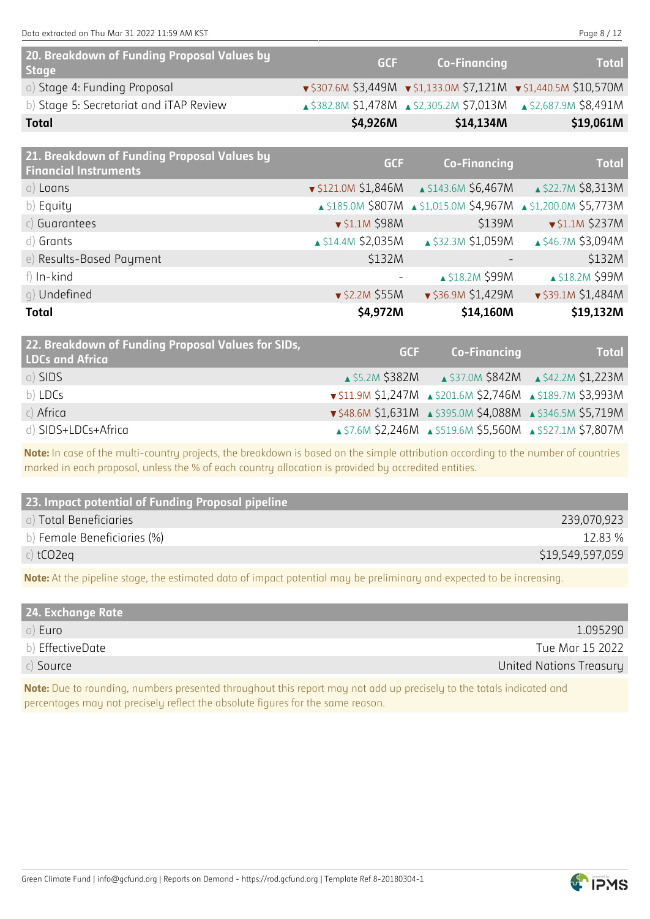| 20. Breakdown of Funding Proposal Values by Stage | GCF | Co-Financing | Total |
|---|---|---|---|
| a) Stage 4: Funding Proposal | ▼$307.6M $3,449M | ▼$1,133.0M $7,121M | ▼$1,440.5M $10,570M |
| b) Stage 5: Secretariat and iTAP Review | ▲$382.8M $1,478M | ▲$2,305.2M $7,013M | ▲$2,687.9M $8,491M |
| **Total** | **$4,926M** | **$14,134M** | **$19,061M** |

| 21. Breakdown of Funding Proposal Values by Financial Instruments | GCF | Co-Financing | Total |
|---|---|---|---|
| a) Loans | ▼$121.0M $1,846M | ▲$143.6M $6,467M | ▲$22.7M $8,313M |
| b) Equity | ▲$185.0M $807M | ▲$1,015.0M $4,967M | ▲$1,200.0M $5,773M |
| c) Guarantees | ▼$1.1M $98M | $139M | ▼$1.1M $237M |
| d) Grants | ▲$14.4M $2,035M | ▲$32.3M $1,059M | ▲$46.7M $3,094M |
| e) Results-Based Payment | $132M | - | $132M |
| f) In-kind | - | ▲$18.2M $99M | ▲$18.2M $99M |
| g) Undefined | ▼$2.2M $55M | ▼$36.9M $1,429M | ▼$39.1M $1,484M |
| **Total** | **$4,972M** | **$14,160M** | **$19,132M** |

| 22. Breakdown of Funding Proposal Values for SIDs, LDCs and Africa | GCF | Co-Financing | Total |
|---|---|---|---|
| a) SIDS | ▲$5.2M $382M | ▲$37.0M $842M | ▲$42.2M $1,223M |
| b) LDCs | ▼$11.9M $1,247M | ▲$201.6M $2,746M | ▲$189.7M $3,993M |
| c) Africa | ▼$48.6M $1,631M | ▲$395.0M $4,088M | ▲$346.5M $5,719M |
| d) SIDS+LDCs+Africa | ▲$7.6M $2,246M | ▲$519.6M $5,560M | ▲$527.1M $7,807M |

**Note:** In case of the multi-country projects, the breakdown is based on the simple attribution according to the number of countries marked in each proposal, unless the % of each country allocation is provided by accredited entities.

| 23. Impact potential of Funding Proposal pipeline | |
|---|---|
| a) Total Beneficiaries | 239,070,923 |
| b) Female Beneficiaries (%) | 12.83 % |
| c) tCO2eq | $19,549,597,059 |

**Note:** At the pipeline stage, the estimated data of impact potential may be preliminary and expected to be increasing.

| 24. Exchange Rate | |
|---|---|
| a) Euro | 1.095290 |
| b) EffectiveDate | Tue Mar 15 2022 |
| c) Source | United Nations Treasury |

**Note:** Due to rounding, numbers presented throughout this report may not add up precisely to the totals indicated and percentages may not precisely reflect the absolute figures for the same reason.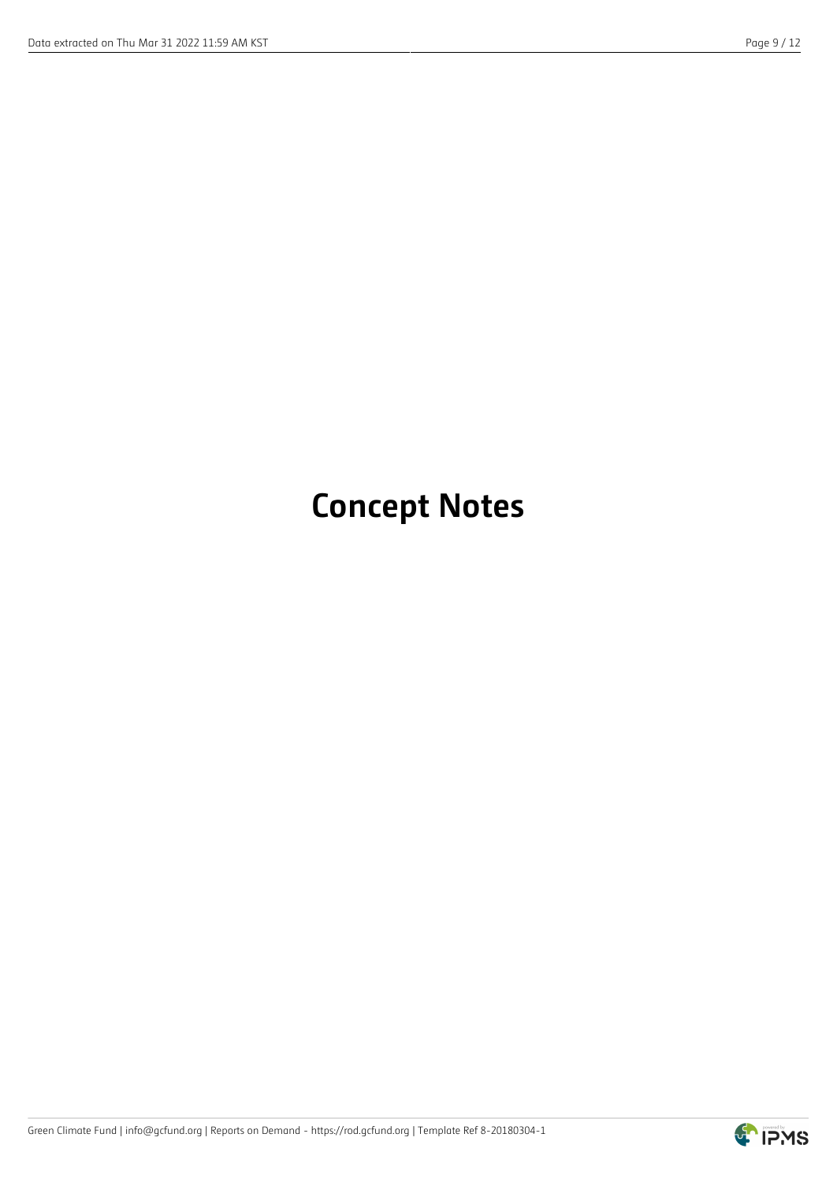# Concept Notes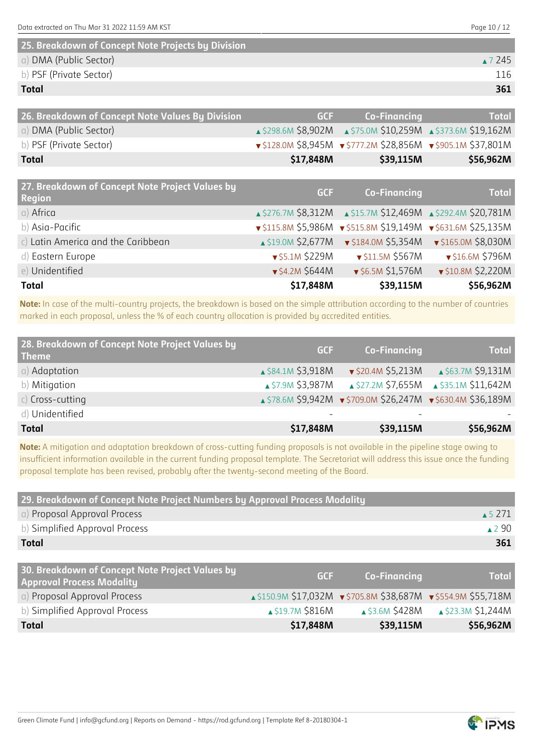| 25. Breakdown of Concept Note Projects by Division | |
|---|---|
| a) DMA (Public Sector) | ▲7 245 |
| b) PSF (Private Sector) | 116 |
| **Total** | **361** |

| 26. Breakdown of Concept Note Values By Division | GCF | Co-Financing | Total |
|---|---|---|---|
| a) DMA (Public Sector) | ▲$298.6M $8,902M | ▲$75.0M $10,259M | ▲$373.6M $19,162M |
| b) PSF (Private Sector) | ▼$128.0M $8,945M | ▼$777.2M $28,856M | ▼$905.1M $37,801M |
| **Total** | **$17,848M** | **$39,115M** | **$56,962M** |

| 27. Breakdown of Concept Note Project Values by Region | GCF | Co-Financing | Total |
|---|---|---|---|
| a) Africa | ▲$276.7M $8,312M | ▲$15.7M $12,469M | ▲$292.4M $20,781M |
| b) Asia-Pacific | ▼$115.8M $5,986M | ▼$515.8M $19,149M | ▼$631.6M $25,135M |
| c) Latin America and the Caribbean | ▲$19.0M $2,677M | ▼$184.0M $5,354M | ▼$165.0M $8,030M |
| d) Eastern Europe | ▼$5.1M $229M | ▼$11.5M $567M | ▼$16.6M $796M |
| e) Unidentified | ▼$4.2M $644M | ▼$6.5M $1,576M | ▼$10.8M $2,220M |
| **Total** | **$17,848M** | **$39,115M** | **$56,962M** |

**Note:** In case of the multi-country projects, the breakdown is based on the simple attribution according to the number of countries marked in each proposal, unless the % of each country allocation is provided by accredited entities.

| 28. Breakdown of Concept Note Project Values by Theme | GCF | Co-Financing | Total |
|---|---|---|---|
| a) Adaptation | ▲$84.1M $3,918M | ▼$20.4M $5,213M | ▲$63.7M $9,131M |
| b) Mitigation | ▲$7.9M $3,987M | ▲$27.2M $7,655M | ▲$35.1M $11,642M |
| c) Cross-cutting | ▲$78.6M $9,942M | ▼$709.0M $26,247M | ▼$630.4M $36,189M |
| d) Unidentified | - | - | - |
| **Total** | **$17,848M** | **$39,115M** | **$56,962M** |

**Note:** A mitigation and adaptation breakdown of cross-cutting funding proposals is not available in the pipeline stage owing to insufficient information available in the current funding proposal template. The Secretariat will address this issue once the funding proposal template has been revised, probably after the twenty-second meeting of the Board.

| 29. Breakdown of Concept Note Project Numbers by Approval Process Modality | |
|---|---|
| a) Proposal Approval Process | ▲5 271 |
| b) Simplified Approval Process | ▲2 90 |
| **Total** | **361** |

| 30. Breakdown of Concept Note Project Values by Approval Process Modality | GCF | Co-Financing | Total |
|---|---|---|---|
| a) Proposal Approval Process | ▲$150.9M $17,032M | ▼$705.8M $38,687M | ▼$554.9M $55,718M |
| b) Simplified Approval Process | ▲$19.7M $816M | ▲$3.6M $428M | ▲$23.3M $1,244M |
| **Total** | **$17,848M** | **$39,115M** | **$56,962M** |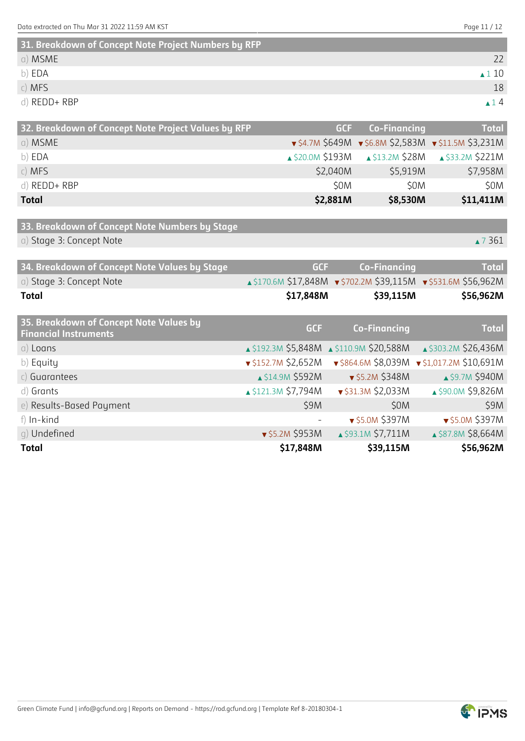| 31. Breakdown of Concept Note Project Numbers by RFP | |
|---|---|
| a) MSME | 22 |
| b) EDA | ▲1 10 |
| c) MFS | 18 |
| d) REDD+ RBP | ▲1 4 |

| 32. Breakdown of Concept Note Project Values by RFP | GCF | Co-Financing | Total |
|---|---|---|---|
| a) MSME | ▼$4.7M $649M | ▼$6.8M $2,583M | ▼$11.5M $3,231M |
| b) EDA | ▲$20.0M $193M | ▲$13.2M $28M | ▲$33.2M $221M |
| c) MFS | $2,040M | $5,919M | $7,958M |
| d) REDD+ RBP | $0M | $0M | $0M |
| **Total** | **$2,881M** | **$8,530M** | **$11,411M** |

| 33. Breakdown of Concept Note Numbers by Stage | |
|---|---|
| a) Stage 3: Concept Note | ▲7 361 |

| 34. Breakdown of Concept Note Values by Stage | GCF | Co-Financing | Total |
|---|---|---|---|
| a) Stage 3: Concept Note | ▲$170.6M $17,848M | ▼$702.2M $39,115M | ▼$531.6M $56,962M |
| **Total** | **$17,848M** | **$39,115M** | **$56,962M** |

| 35. Breakdown of Concept Note Values by Financial Instruments | GCF | Co-Financing | Total |
|---|---|---|---|
| a) Loans | ▲$192.3M $5,848M | ▲$110.9M $20,588M | ▲$303.2M $26,436M |
| b) Equity | ▼$152.7M $2,652M | ▼$864.6M $8,039M | ▼$1,017.2M $10,691M |
| c) Guarantees | ▲$14.9M $592M | ▼$5.2M $348M | ▲$9.7M $940M |
| d) Grants | ▲$121.3M $7,794M | ▼$31.3M $2,033M | ▲$90.0M $9,826M |
| e) Results-Based Payment | $9M | $0M | $9M |
| f) In-kind | - | ▼$5.0M $397M | ▼$5.0M $397M |
| g) Undefined | ▼$5.2M $953M | ▲$93.1M $7,711M | ▲$87.8M $8,664M |
| **Total** | **$17,848M** | **$39,115M** | **$56,962M** |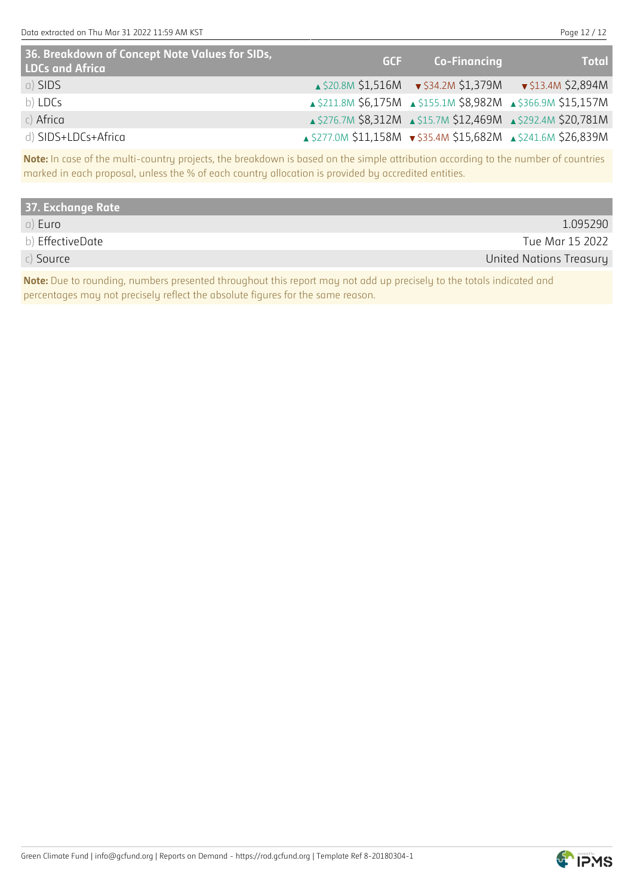| 36. Breakdown of Concept Note Values for SIDs, LDCs and Africa | GCF | Co-Financing | Total |
|---|---|---|---|
| a) SIDS | ▲$20.8M $1,516M | ▼$34.2M $1,379M | ▼$13.4M $2,894M |
| b) LDCs | ▲$211.8M $6,175M | ▲$155.1M $8,982M | ▲$366.9M $15,157M |
| c) Africa | ▲$276.7M $8,312M | ▲$15.7M $12,469M | ▲$292.4M $20,781M |
| d) SIDS+LDCs+Africa | ▲$277.0M $11,158M | ▼$35.4M $15,682M | ▲$241.6M $26,839M |

**Note:** In case of the multi-country projects, the breakdown is based on the simple attribution according to the number of countries marked in each proposal, unless the % of each country allocation is provided by accredited entities.

| 37. Exchange Rate | |
|---|---|
| a) Euro | 1.095290 |
| b) EffectiveDate | Tue Mar 15 2022 |
| c) Source | United Nations Treasury |

**Note:** Due to rounding, numbers presented throughout this report may not add up precisely to the totals indicated and percentages may not precisely reflect the absolute figures for the same reason.